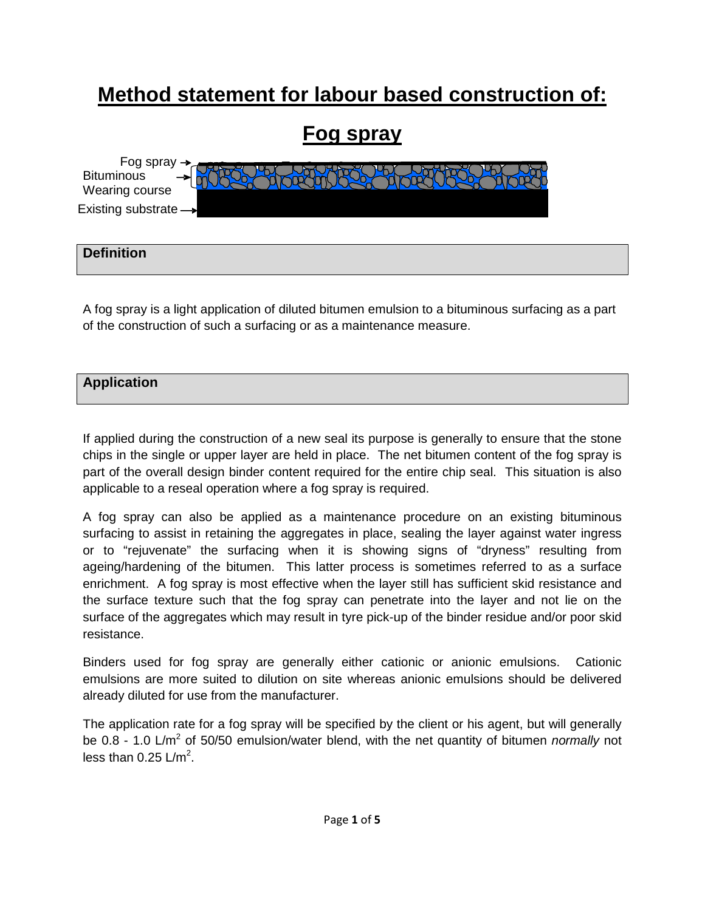# Method statement for labour based construction of:

# Fog spray

Fog spray

Bituminous Wearing course

Existing substrate

## Definition

A fog spray is a light application of diluted bitumen emulsion to a bituminous surfacing as a part of the construction of such a surfacing or as a maintenance measure.

## Application

If applied during the construction of a new seal its purpose is generally to ensure that the stone chips in the single or upper layer are held in place. The net bitumen content of the fog spray is part of the overall design binder content required for the entire chip seal. This situation is also applicable to a reseal operation where a fog spray is required.

A fog spray can also be applied as a maintenance procedure on an existing bituminous surfacing to assist in retaining the aggregates in place, sealing the layer against water ingress or to "rejuvenate" the surfacing when it is showing signs of "dryness" resulting from ageing/hardening of the bitumen. This latter process is sometimes referred to as a surface enrichment. A fog spray is most effective when the layer still has sufficient skid resistance and the surface texture such that the fog spray can penetrate into the layer and not lie on the surface of the aggregates which may result in tyre pick-up of the binder residue and/or poor skid resistance.

Binders used for fog spray are generally either cationic or anionic emulsions. Cationic emulsions are more suited to dilution on site whereas anionic emulsions should be delivered already diluted for use from the manufacturer.

The application rate for a fog spray will be specified by the client or his agent, but will generally be 0.8 - 1.0 L/m$^2$ of 50/50 emulsion/water blend, with the net quantity of bitumen *normally* not less than 0.25 L/m$^2$.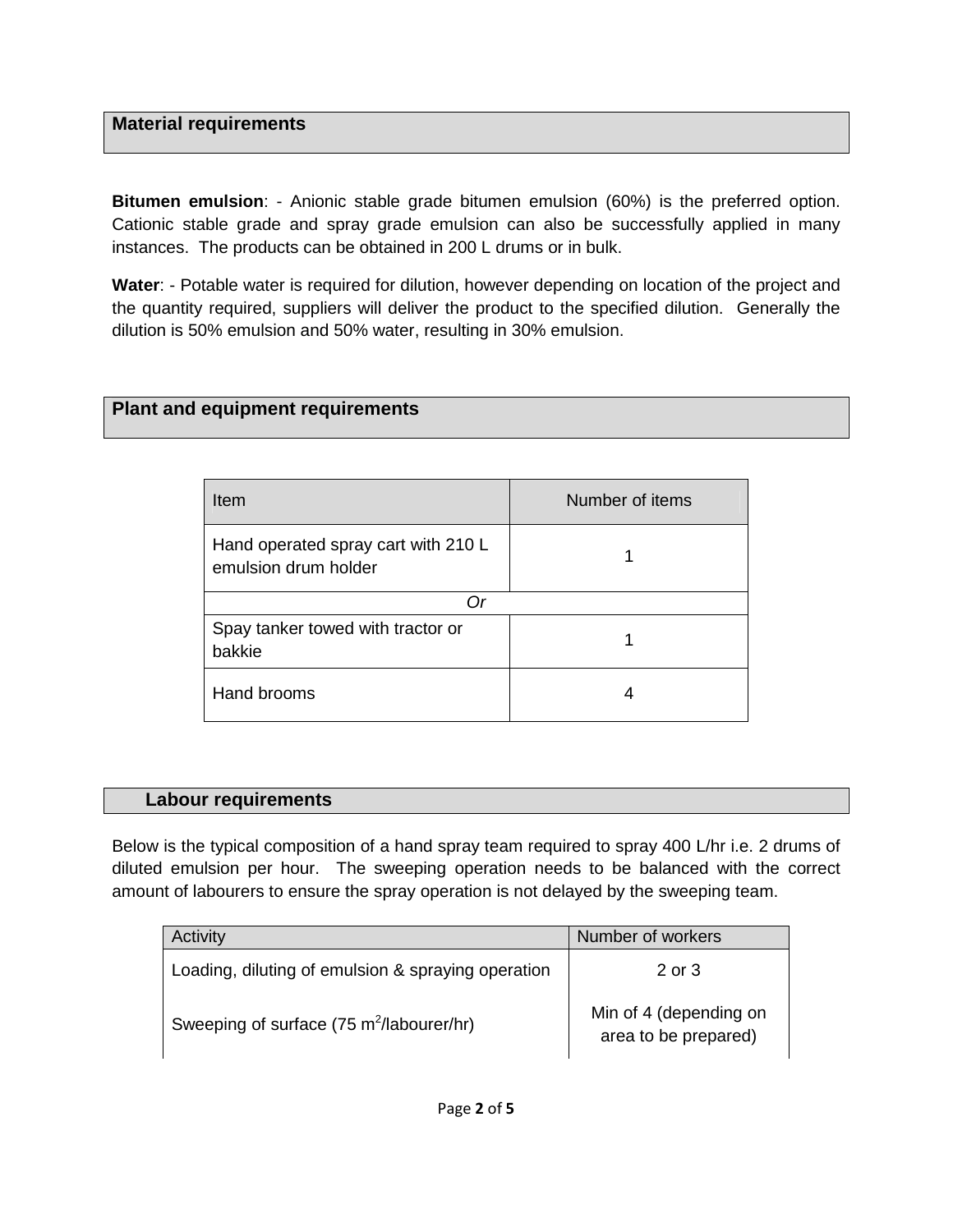## Material requirements

**Bitumen emulsion**: - Anionic stable grade bitumen emulsion (60%) is the preferred option. Cationic stable grade and spray grade emulsion can also be successfully applied in many instances. The products can be obtained in 200 L drums or in bulk.

**Water**: - Potable water is required for dilution, however depending on location of the project and the quantity required, suppliers will deliver the product to the specified dilution. Generally the dilution is 50% emulsion and 50% water, resulting in 30% emulsion.

## Plant and equipment requirements

| Item | Number of items |
|---|---|
| Hand operated spray cart with 210 L emulsion drum holder | 1 |
| *Or* | |
| Spay tanker towed with tractor or bakkie | 1 |
| Hand brooms | 4 |

## Labour requirements

Below is the typical composition of a hand spray team required to spray 400 L/hr i.e. 2 drums of diluted emulsion per hour. The sweeping operation needs to be balanced with the correct amount of labourers to ensure the spray operation is not delayed by the sweeping team.

| Activity | Number of workers |
|---|---|
| Loading, diluting of emulsion & spraying operation | 2 or 3 |
| Sweeping of surface (75 $m^2$/labourer/hr) | Min of 4 (depending on area to be prepared) |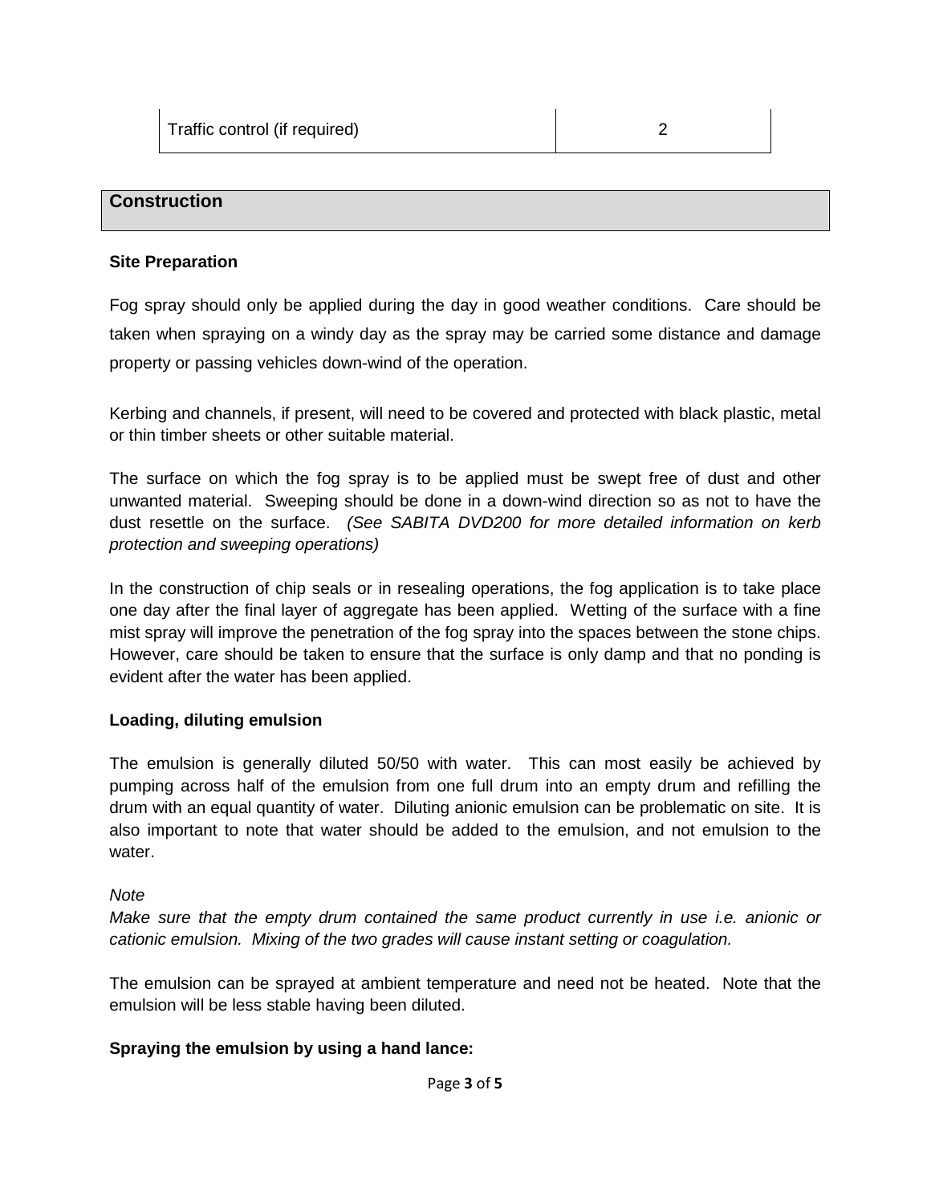| | |
|---|---|
| Traffic control (if required) | 2 |

## Construction

**Site Preparation**

Fog spray should only be applied during the day in good weather conditions. Care should be taken when spraying on a windy day as the spray may be carried some distance and damage property or passing vehicles down-wind of the operation.

Kerbing and channels, if present, will need to be covered and protected with black plastic, metal or thin timber sheets or other suitable material.

The surface on which the fog spray is to be applied must be swept free of dust and other unwanted material. Sweeping should be done in a down-wind direction so as not to have the dust resettle on the surface. *(See SABITA DVD200 for more detailed information on kerb protection and sweeping operations)*

In the construction of chip seals or in resealing operations, the fog application is to take place one day after the final layer of aggregate has been applied. Wetting of the surface with a fine mist spray will improve the penetration of the fog spray into the spaces between the stone chips. However, care should be taken to ensure that the surface is only damp and that no ponding is evident after the water has been applied.

**Loading, diluting emulsion**

The emulsion is generally diluted 50/50 with water. This can most easily be achieved by pumping across half of the emulsion from one full drum into an empty drum and refilling the drum with an equal quantity of water. Diluting anionic emulsion can be problematic on site. It is also important to note that water should be added to the emulsion, and not emulsion to the water.

*Note*

*Make sure that the empty drum contained the same product currently in use i.e. anionic or cationic emulsion. Mixing of the two grades will cause instant setting or coagulation.*

The emulsion can be sprayed at ambient temperature and need not be heated. Note that the emulsion will be less stable having been diluted.

**Spraying the emulsion by using a hand lance:**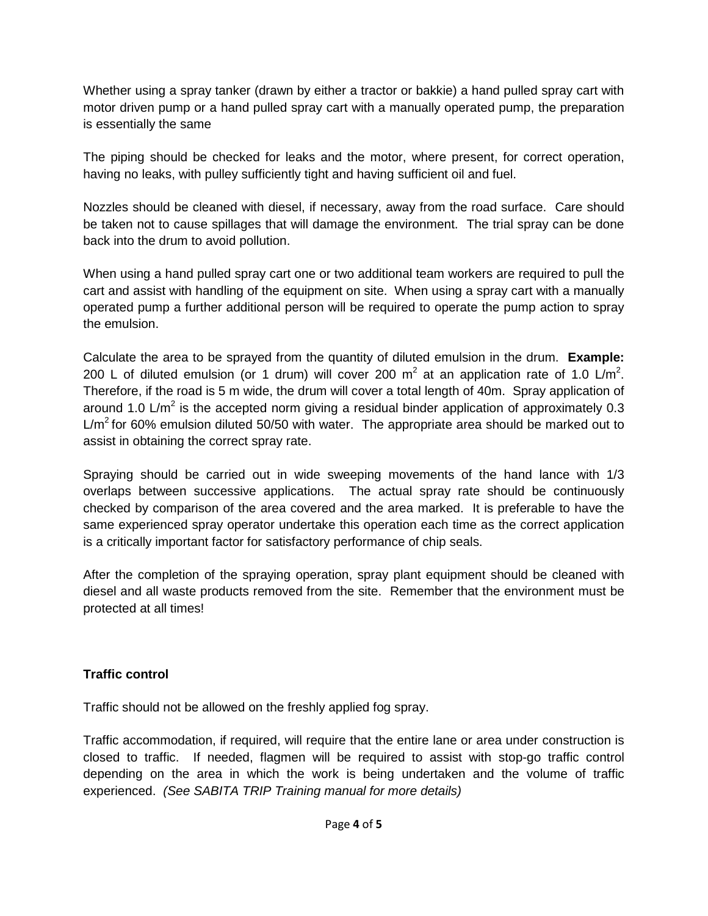Whether using a spray tanker (drawn by either a tractor or bakkie) a hand pulled spray cart with motor driven pump or a hand pulled spray cart with a manually operated pump, the preparation is essentially the same

The piping should be checked for leaks and the motor, where present, for correct operation, having no leaks, with pulley sufficiently tight and having sufficient oil and fuel.

Nozzles should be cleaned with diesel, if necessary, away from the road surface. Care should be taken not to cause spillages that will damage the environment. The trial spray can be done back into the drum to avoid pollution.

When using a hand pulled spray cart one or two additional team workers are required to pull the cart and assist with handling of the equipment on site. When using a spray cart with a manually operated pump a further additional person will be required to operate the pump action to spray the emulsion.

Calculate the area to be sprayed from the quantity of diluted emulsion in the drum. **Example:** 200 L of diluted emulsion (or 1 drum) will cover 200 $m^2$ at an application rate of 1.0 $L/m^2$. Therefore, if the road is 5 m wide, the drum will cover a total length of 40m. Spray application of around 1.0 $L/m^2$ is the accepted norm giving a residual binder application of approximately 0.3 $L/m^2$ for 60% emulsion diluted 50/50 with water. The appropriate area should be marked out to assist in obtaining the correct spray rate.

Spraying should be carried out in wide sweeping movements of the hand lance with 1/3 overlaps between successive applications. The actual spray rate should be continuously checked by comparison of the area covered and the area marked. It is preferable to have the same experienced spray operator undertake this operation each time as the correct application is a critically important factor for satisfactory performance of chip seals.

After the completion of the spraying operation, spray plant equipment should be cleaned with diesel and all waste products removed from the site. Remember that the environment must be protected at all times!

**Traffic control**

Traffic should not be allowed on the freshly applied fog spray.

Traffic accommodation, if required, will require that the entire lane or area under construction is closed to traffic. If needed, flagmen will be required to assist with stop-go traffic control depending on the area in which the work is being undertaken and the volume of traffic experienced. *(See SABITA TRIP Training manual for more details)*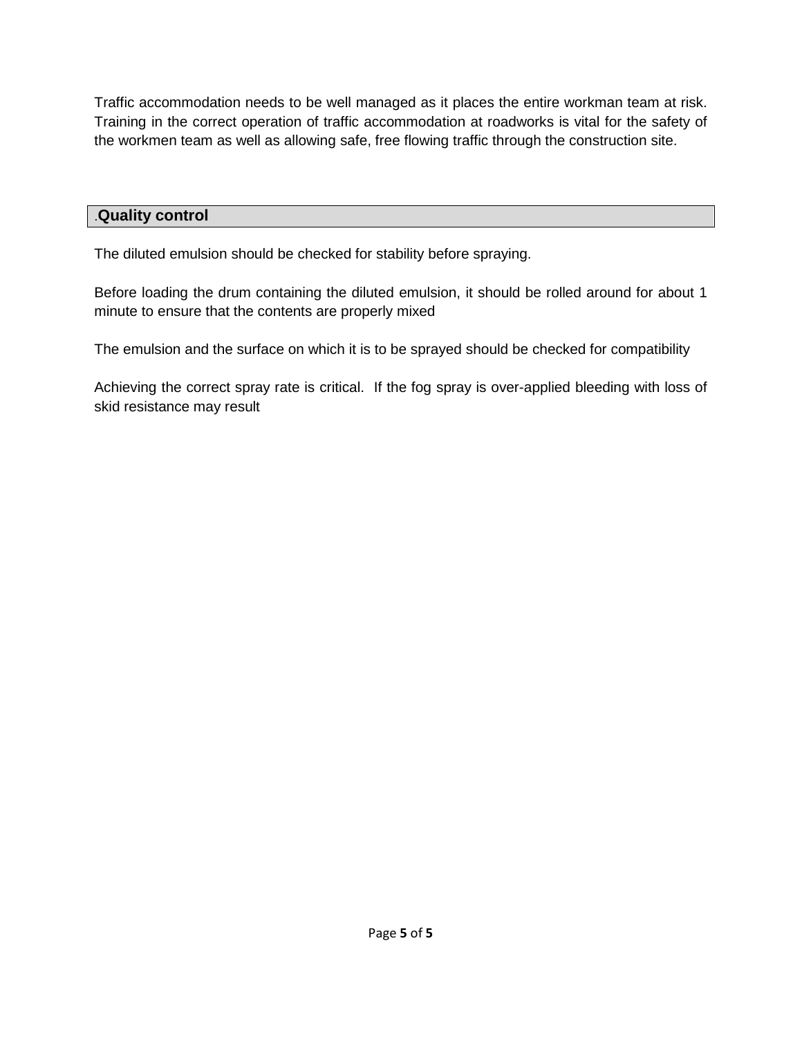Traffic accommodation needs to be well managed as it places the entire workman team at risk. Training in the correct operation of traffic accommodation at roadworks is vital for the safety of the workmen team as well as allowing safe, free flowing traffic through the construction site.

## .Quality control

The diluted emulsion should be checked for stability before spraying.

Before loading the drum containing the diluted emulsion, it should be rolled around for about 1 minute to ensure that the contents are properly mixed

The emulsion and the surface on which it is to be sprayed should be checked for compatibility

Achieving the correct spray rate is critical. If the fog spray is over-applied bleeding with loss of skid resistance may result